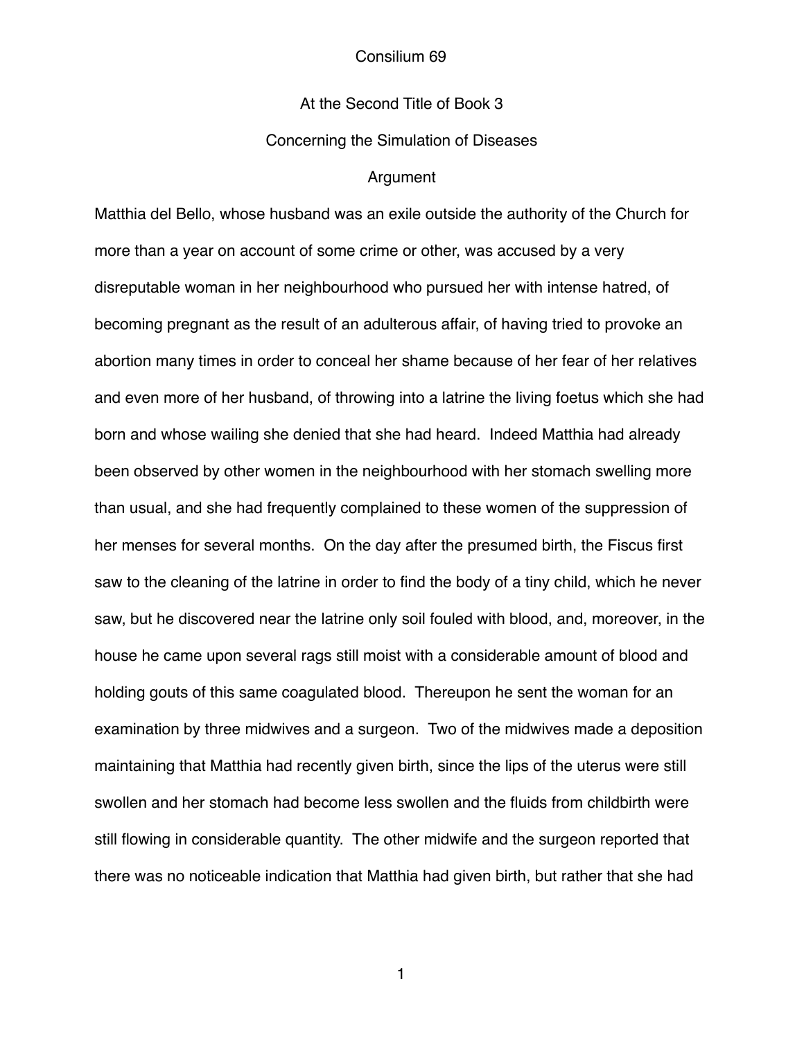# Consilium 69

## At the Second Title of Book 3

## Concerning the Simulation of Diseases

### Argument

Matthia del Bello, whose husband was an exile outside the authority of the Church for more than a year on account of some crime or other, was accused by a very disreputable woman in her neighbourhood who pursued her with intense hatred, of becoming pregnant as the result of an adulterous affair, of having tried to provoke an abortion many times in order to conceal her shame because of her fear of her relatives and even more of her husband, of throwing into a latrine the living foetus which she had born and whose wailing she denied that she had heard. Indeed Matthia had already been observed by other women in the neighbourhood with her stomach swelling more than usual, and she had frequently complained to these women of the suppression of her menses for several months. On the day after the presumed birth, the Fiscus first saw to the cleaning of the latrine in order to find the body of a tiny child, which he never saw, but he discovered near the latrine only soil fouled with blood, and, moreover, in the house he came upon several rags still moist with a considerable amount of blood and holding gouts of this same coagulated blood. Thereupon he sent the woman for an examination by three midwives and a surgeon. Two of the midwives made a deposition maintaining that Matthia had recently given birth, since the lips of the uterus were still swollen and her stomach had become less swollen and the fluids from childbirth were still flowing in considerable quantity. The other midwife and the surgeon reported that there was no noticeable indication that Matthia had given birth, but rather that she had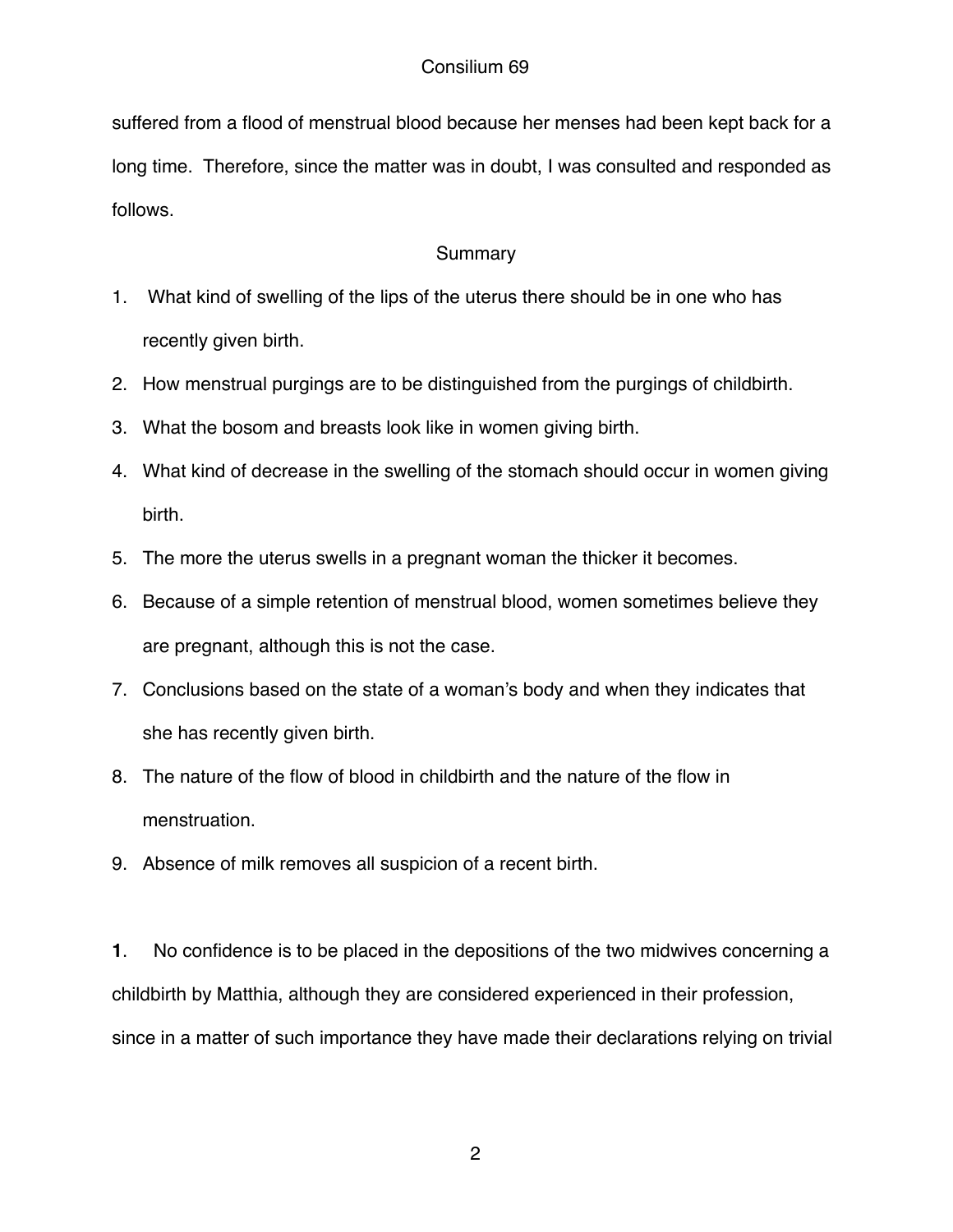suffered from a flood of menstrual blood because her menses had been kept back for a long time. Therefore, since the matter was in doubt, I was consulted and responded as follows.

## Summary

1. What kind of swelling of the lips of the uterus there should be in one who has recently given birth.
2. How menstrual purgings are to be distinguished from the purgings of childbirth.
3. What the bosom and breasts look like in women giving birth.
4. What kind of decrease in the swelling of the stomach should occur in women giving birth.
5. The more the uterus swells in a pregnant woman the thicker it becomes.
6. Because of a simple retention of menstrual blood, women sometimes believe they are pregnant, although this is not the case.
7. Conclusions based on the state of a woman's body and when they indicates that she has recently given birth.
8. The nature of the flow of blood in childbirth and the nature of the flow in menstruation.
9. Absence of milk removes all suspicion of a recent birth.

**1**. No confidence is to be placed in the depositions of the two midwives concerning a childbirth by Matthia, although they are considered experienced in their profession, since in a matter of such importance they have made their declarations relying on trivial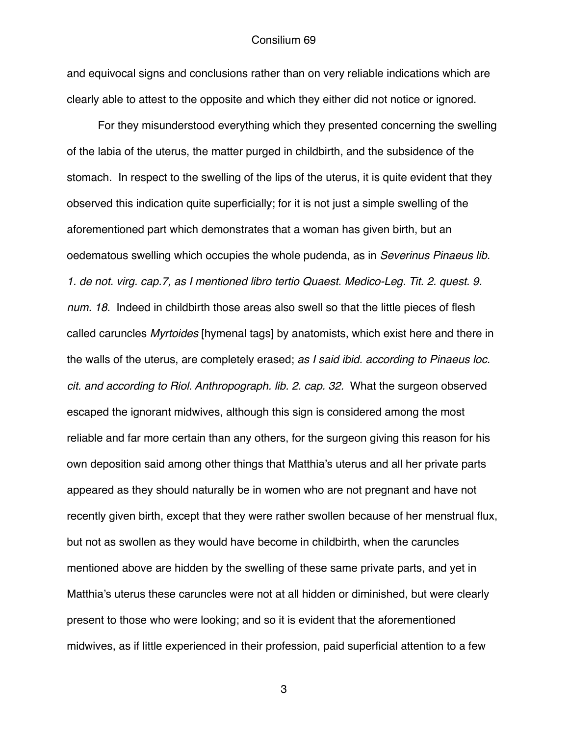and equivocal signs and conclusions rather than on very reliable indications which are clearly able to attest to the opposite and which they either did not notice or ignored.

For they misunderstood everything which they presented concerning the swelling of the labia of the uterus, the matter purged in childbirth, and the subsidence of the stomach. In respect to the swelling of the lips of the uterus, it is quite evident that they observed this indication quite superficially; for it is not just a simple swelling of the aforementioned part which demonstrates that a woman has given birth, but an oedematous swelling which occupies the whole pudenda, as in *Severinus Pinaeus lib. 1. de not. virg. cap.7, as I mentioned libro tertio Quaest. Medico-Leg. Tit. 2. quest. 9. num. 18.* Indeed in childbirth those areas also swell so that the little pieces of flesh called caruncles *Myrtoides* [hymenal tags] by anatomists, which exist here and there in the walls of the uterus, are completely erased; *as I said ibid. according to Pinaeus loc. cit. and according to Riol. Anthropograph. lib. 2. cap. 32.* What the surgeon observed escaped the ignorant midwives, although this sign is considered among the most reliable and far more certain than any others, for the surgeon giving this reason for his own deposition said among other things that Matthia's uterus and all her private parts appeared as they should naturally be in women who are not pregnant and have not recently given birth, except that they were rather swollen because of her menstrual flux, but not as swollen as they would have become in childbirth, when the caruncles mentioned above are hidden by the swelling of these same private parts, and yet in Matthia's uterus these caruncles were not at all hidden or diminished, but were clearly present to those who were looking; and so it is evident that the aforementioned midwives, as if little experienced in their profession, paid superficial attention to a few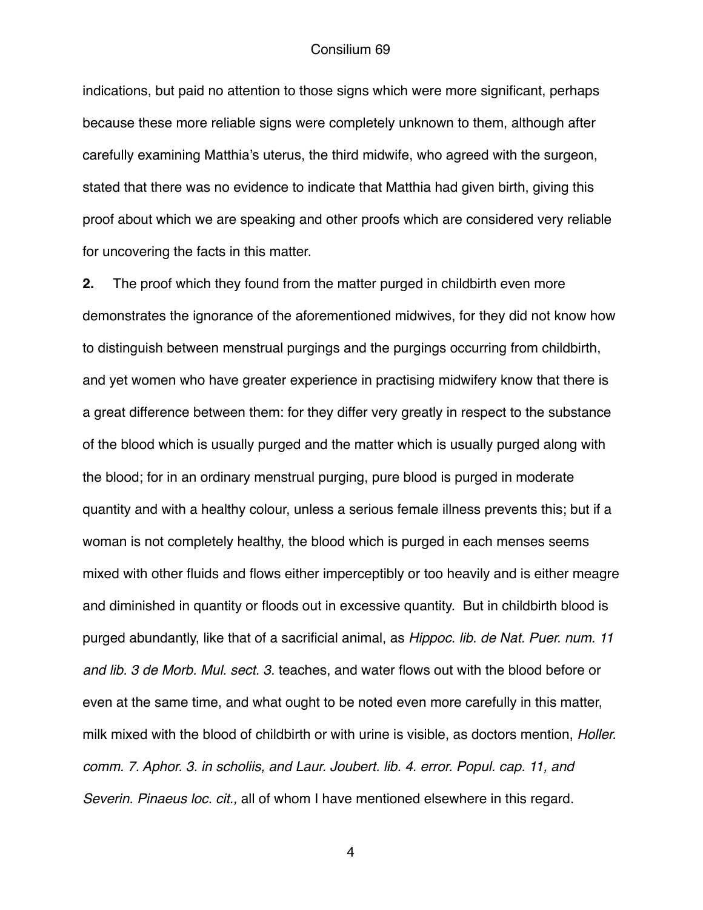indications, but paid no attention to those signs which were more significant, perhaps because these more reliable signs were completely unknown to them, although after carefully examining Matthia's uterus, the third midwife, who agreed with the surgeon, stated that there was no evidence to indicate that Matthia had given birth, giving this proof about which we are speaking and other proofs which are considered very reliable for uncovering the facts in this matter.

**2.** The proof which they found from the matter purged in childbirth even more demonstrates the ignorance of the aforementioned midwives, for they did not know how to distinguish between menstrual purgings and the purgings occurring from childbirth, and yet women who have greater experience in practising midwifery know that there is a great difference between them: for they differ very greatly in respect to the substance of the blood which is usually purged and the matter which is usually purged along with the blood; for in an ordinary menstrual purging, pure blood is purged in moderate quantity and with a healthy colour, unless a serious female illness prevents this; but if a woman is not completely healthy, the blood which is purged in each menses seems mixed with other fluids and flows either imperceptibly or too heavily and is either meagre and diminished in quantity or floods out in excessive quantity. But in childbirth blood is purged abundantly, like that of a sacrificial animal, as *Hippoc. lib. de Nat. Puer. num. 11 and lib. 3 de Morb. Mul. sect. 3.* teaches, and water flows out with the blood before or even at the same time, and what ought to be noted even more carefully in this matter, milk mixed with the blood of childbirth or with urine is visible, as doctors mention, *Holler. comm. 7. Aphor. 3. in scholiis, and Laur. Joubert. lib. 4. error. Popul. cap. 11, and Severin. Pinaeus loc. cit.,* all of whom I have mentioned elsewhere in this regard.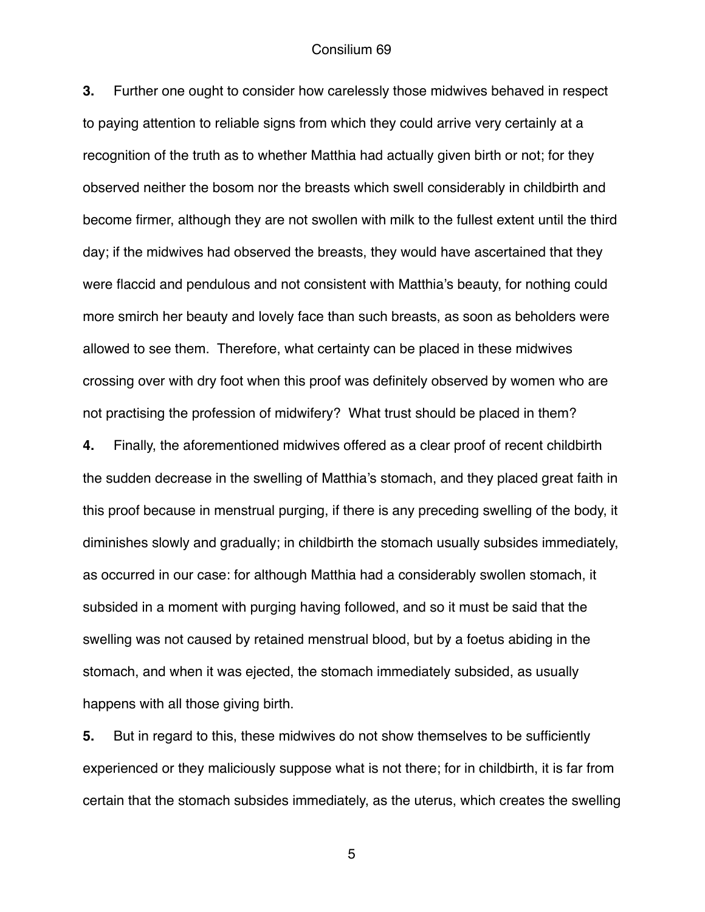**3.** Further one ought to consider how carelessly those midwives behaved in respect to paying attention to reliable signs from which they could arrive very certainly at a recognition of the truth as to whether Matthia had actually given birth or not; for they observed neither the bosom nor the breasts which swell considerably in childbirth and become firmer, although they are not swollen with milk to the fullest extent until the third day; if the midwives had observed the breasts, they would have ascertained that they were flaccid and pendulous and not consistent with Matthia's beauty, for nothing could more smirch her beauty and lovely face than such breasts, as soon as beholders were allowed to see them. Therefore, what certainty can be placed in these midwives crossing over with dry foot when this proof was definitely observed by women who are not practising the profession of midwifery? What trust should be placed in them?

**4.** Finally, the aforementioned midwives offered as a clear proof of recent childbirth the sudden decrease in the swelling of Matthia's stomach, and they placed great faith in this proof because in menstrual purging, if there is any preceding swelling of the body, it diminishes slowly and gradually; in childbirth the stomach usually subsides immediately, as occurred in our case: for although Matthia had a considerably swollen stomach, it subsided in a moment with purging having followed, and so it must be said that the swelling was not caused by retained menstrual blood, but by a foetus abiding in the stomach, and when it was ejected, the stomach immediately subsided, as usually happens with all those giving birth.

**5.** But in regard to this, these midwives do not show themselves to be sufficiently experienced or they maliciously suppose what is not there; for in childbirth, it is far from certain that the stomach subsides immediately, as the uterus, which creates the swelling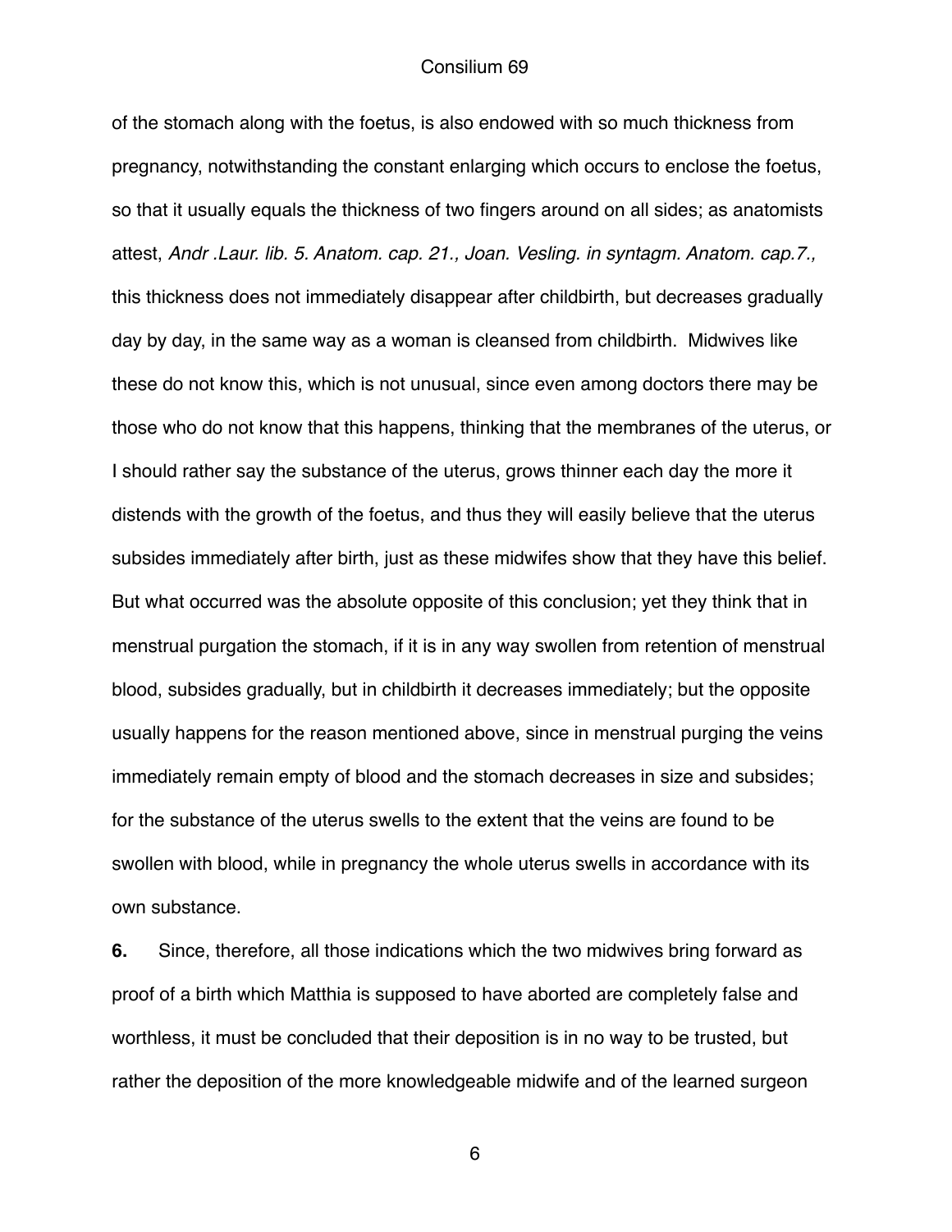of the stomach along with the foetus, is also endowed with so much thickness from pregnancy, notwithstanding the constant enlarging which occurs to enclose the foetus, so that it usually equals the thickness of two fingers around on all sides; as anatomists attest, *Andr .Laur. lib. 5. Anatom. cap. 21., Joan. Vesling. in syntagm. Anatom. cap.7.,* this thickness does not immediately disappear after childbirth, but decreases gradually day by day, in the same way as a woman is cleansed from childbirth. Midwives like these do not know this, which is not unusual, since even among doctors there may be those who do not know that this happens, thinking that the membranes of the uterus, or I should rather say the substance of the uterus, grows thinner each day the more it distends with the growth of the foetus, and thus they will easily believe that the uterus subsides immediately after birth, just as these midwifes show that they have this belief. But what occurred was the absolute opposite of this conclusion; yet they think that in menstrual purgation the stomach, if it is in any way swollen from retention of menstrual blood, subsides gradually, but in childbirth it decreases immediately; but the opposite usually happens for the reason mentioned above, since in menstrual purging the veins immediately remain empty of blood and the stomach decreases in size and subsides; for the substance of the uterus swells to the extent that the veins are found to be swollen with blood, while in pregnancy the whole uterus swells in accordance with its own substance.

**6.** Since, therefore, all those indications which the two midwives bring forward as proof of a birth which Matthia is supposed to have aborted are completely false and worthless, it must be concluded that their deposition is in no way to be trusted, but rather the deposition of the more knowledgeable midwife and of the learned surgeon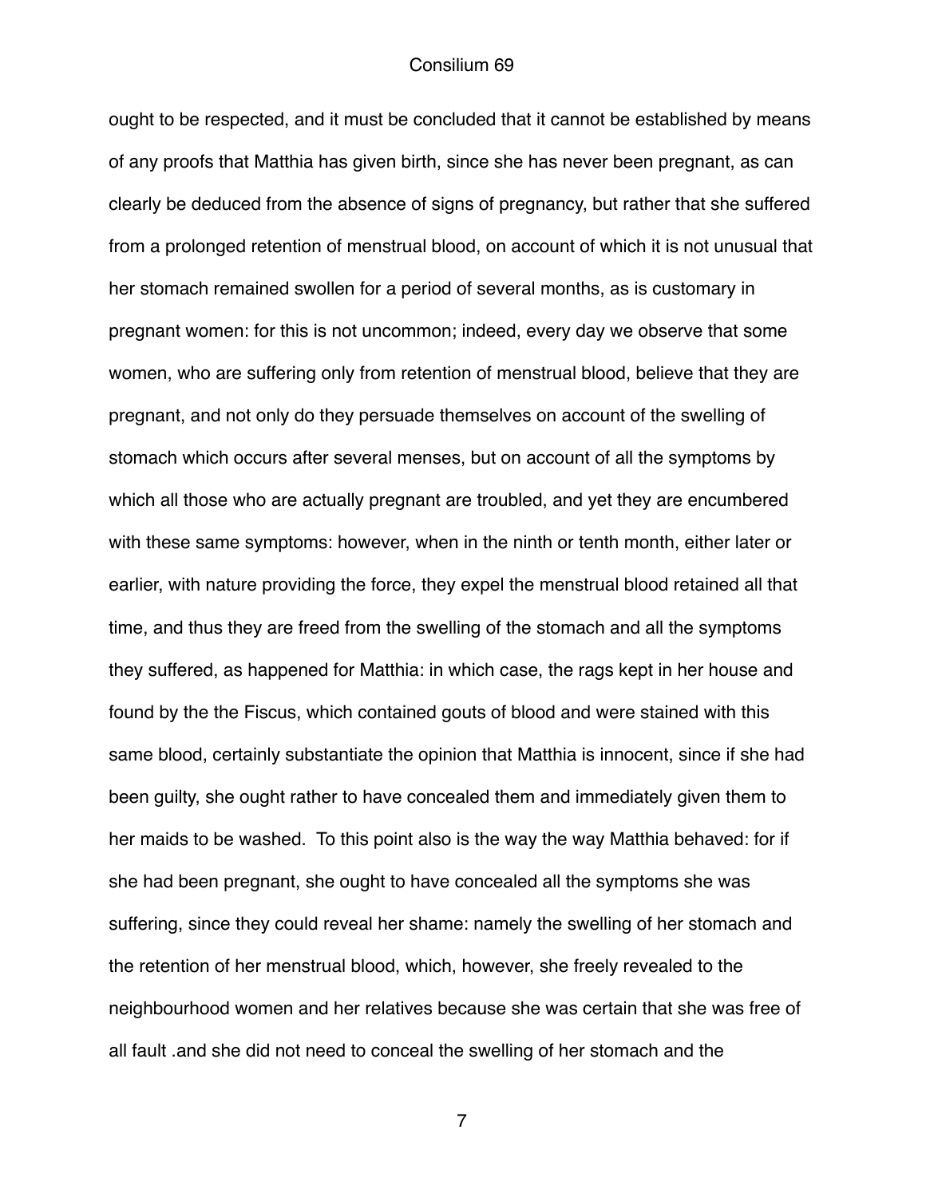ought to be respected, and it must be concluded that it cannot be established by means of any proofs that Matthia has given birth, since she has never been pregnant, as can clearly be deduced from the absence of signs of pregnancy, but rather that she suffered from a prolonged retention of menstrual blood, on account of which it is not unusual that her stomach remained swollen for a period of several months, as is customary in pregnant women: for this is not uncommon; indeed, every day we observe that some women, who are suffering only from retention of menstrual blood, believe that they are pregnant, and not only do they persuade themselves on account of the swelling of stomach which occurs after several menses, but on account of all the symptoms by which all those who are actually pregnant are troubled, and yet they are encumbered with these same symptoms: however, when in the ninth or tenth month, either later or earlier, with nature providing the force, they expel the menstrual blood retained all that time, and thus they are freed from the swelling of the stomach and all the symptoms they suffered, as happened for Matthia: in which case, the rags kept in her house and found by the the Fiscus, which contained gouts of blood and were stained with this same blood, certainly substantiate the opinion that Matthia is innocent, since if she had been guilty, she ought rather to have concealed them and immediately given them to her maids to be washed. To this point also is the way the way Matthia behaved: for if she had been pregnant, she ought to have concealed all the symptoms she was suffering, since they could reveal her shame: namely the swelling of her stomach and the retention of her menstrual blood, which, however, she freely revealed to the neighbourhood women and her relatives because she was certain that she was free of all fault .and she did not need to conceal the swelling of her stomach and the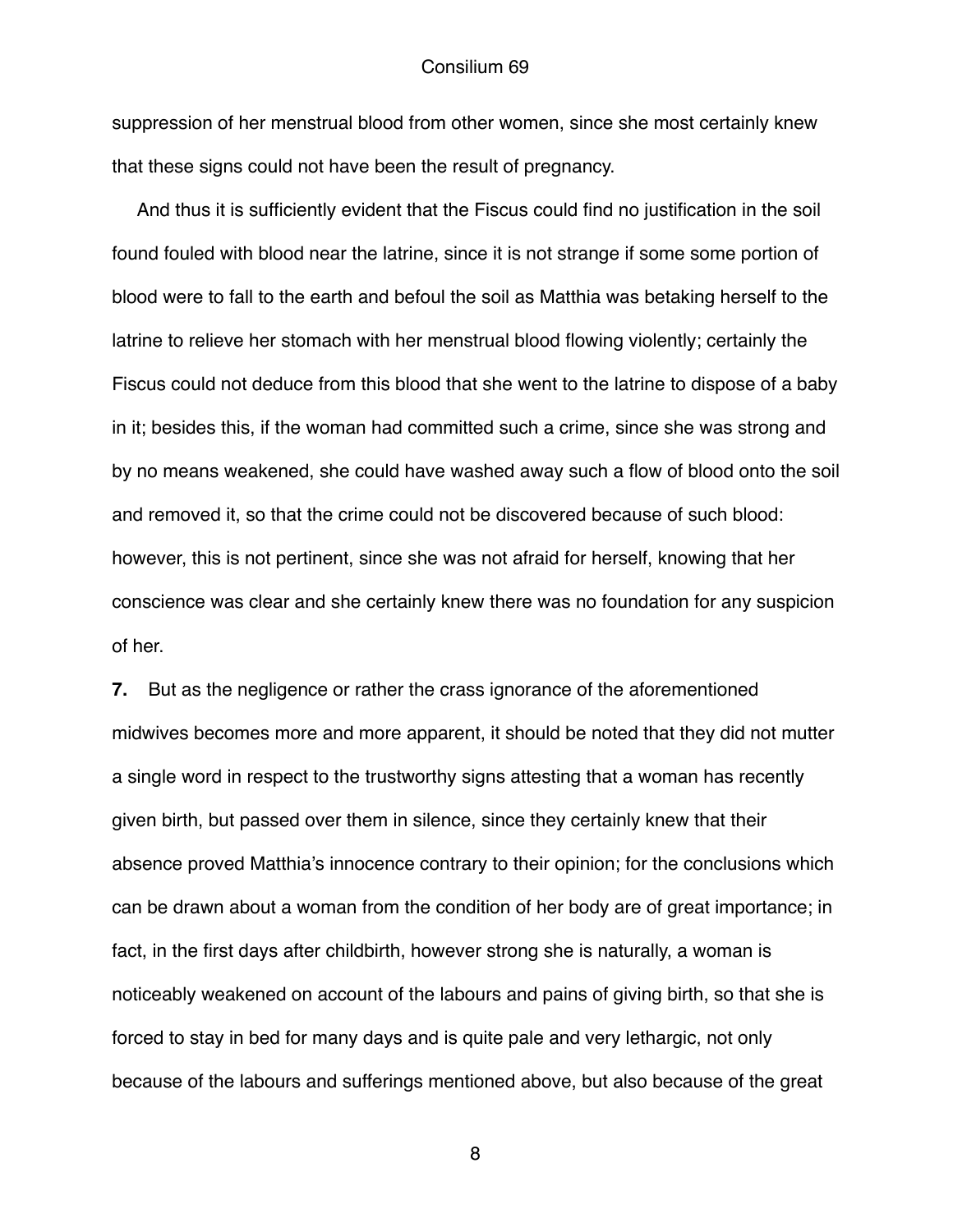suppression of her menstrual blood from other women, since she most certainly knew that these signs could not have been the result of pregnancy.

And thus it is sufficiently evident that the Fiscus could find no justification in the soil found fouled with blood near the latrine, since it is not strange if some some portion of blood were to fall to the earth and befoul the soil as Matthia was betaking herself to the latrine to relieve her stomach with her menstrual blood flowing violently; certainly the Fiscus could not deduce from this blood that she went to the latrine to dispose of a baby in it; besides this, if the woman had committed such a crime, since she was strong and by no means weakened, she could have washed away such a flow of blood onto the soil and removed it, so that the crime could not be discovered because of such blood: however, this is not pertinent, since she was not afraid for herself, knowing that her conscience was clear and she certainly knew there was no foundation for any suspicion of her.

**7.** But as the negligence or rather the crass ignorance of the aforementioned midwives becomes more and more apparent, it should be noted that they did not mutter a single word in respect to the trustworthy signs attesting that a woman has recently given birth, but passed over them in silence, since they certainly knew that their absence proved Matthia's innocence contrary to their opinion; for the conclusions which can be drawn about a woman from the condition of her body are of great importance; in fact, in the first days after childbirth, however strong she is naturally, a woman is noticeably weakened on account of the labours and pains of giving birth, so that she is forced to stay in bed for many days and is quite pale and very lethargic, not only because of the labours and sufferings mentioned above, but also because of the great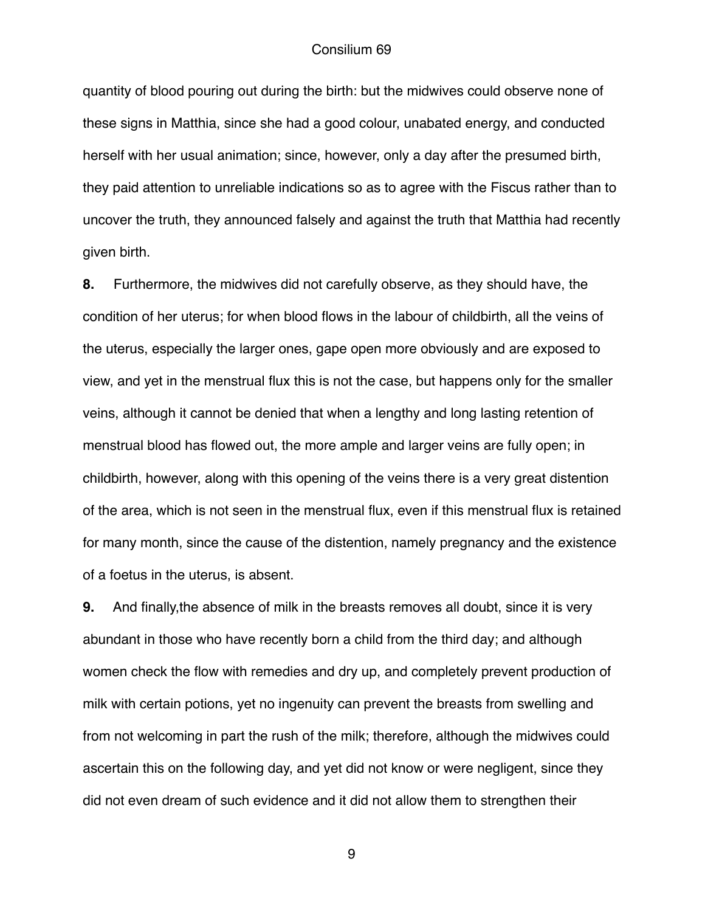quantity of blood pouring out during the birth: but the midwives could observe none of these signs in Matthia, since she had a good colour, unabated energy, and conducted herself with her usual animation; since, however, only a day after the presumed birth, they paid attention to unreliable indications so as to agree with the Fiscus rather than to uncover the truth, they announced falsely and against the truth that Matthia had recently given birth.

**8.** Furthermore, the midwives did not carefully observe, as they should have, the condition of her uterus; for when blood flows in the labour of childbirth, all the veins of the uterus, especially the larger ones, gape open more obviously and are exposed to view, and yet in the menstrual flux this is not the case, but happens only for the smaller veins, although it cannot be denied that when a lengthy and long lasting retention of menstrual blood has flowed out, the more ample and larger veins are fully open; in childbirth, however, along with this opening of the veins there is a very great distention of the area, which is not seen in the menstrual flux, even if this menstrual flux is retained for many month, since the cause of the distention, namely pregnancy and the existence of a foetus in the uterus, is absent.

**9.** And finally,the absence of milk in the breasts removes all doubt, since it is very abundant in those who have recently born a child from the third day; and although women check the flow with remedies and dry up, and completely prevent production of milk with certain potions, yet no ingenuity can prevent the breasts from swelling and from not welcoming in part the rush of the milk; therefore, although the midwives could ascertain this on the following day, and yet did not know or were negligent, since they did not even dream of such evidence and it did not allow them to strengthen their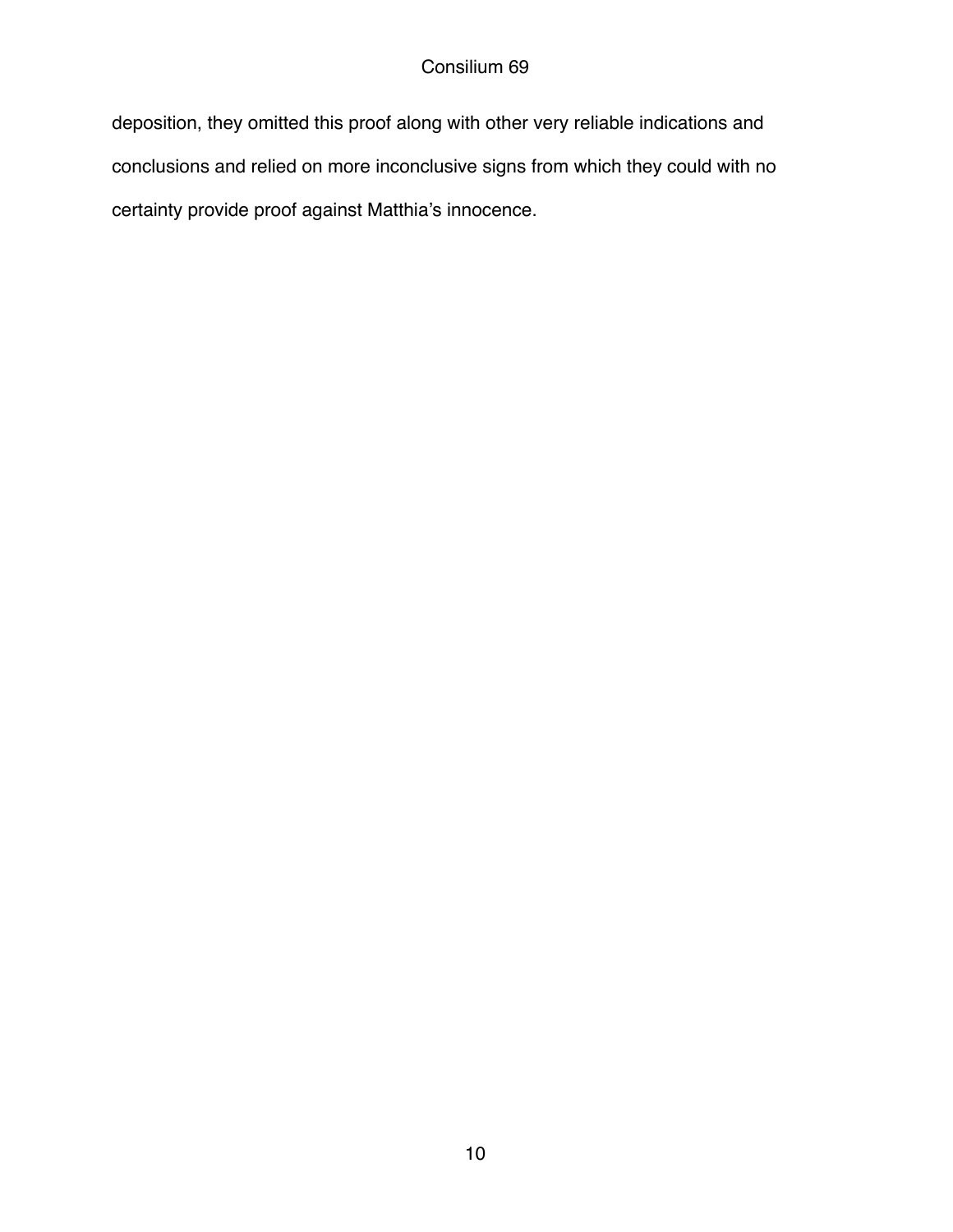deposition, they omitted this proof along with other very reliable indications and conclusions and relied on more inconclusive signs from which they could with no certainty provide proof against Matthia's innocence.